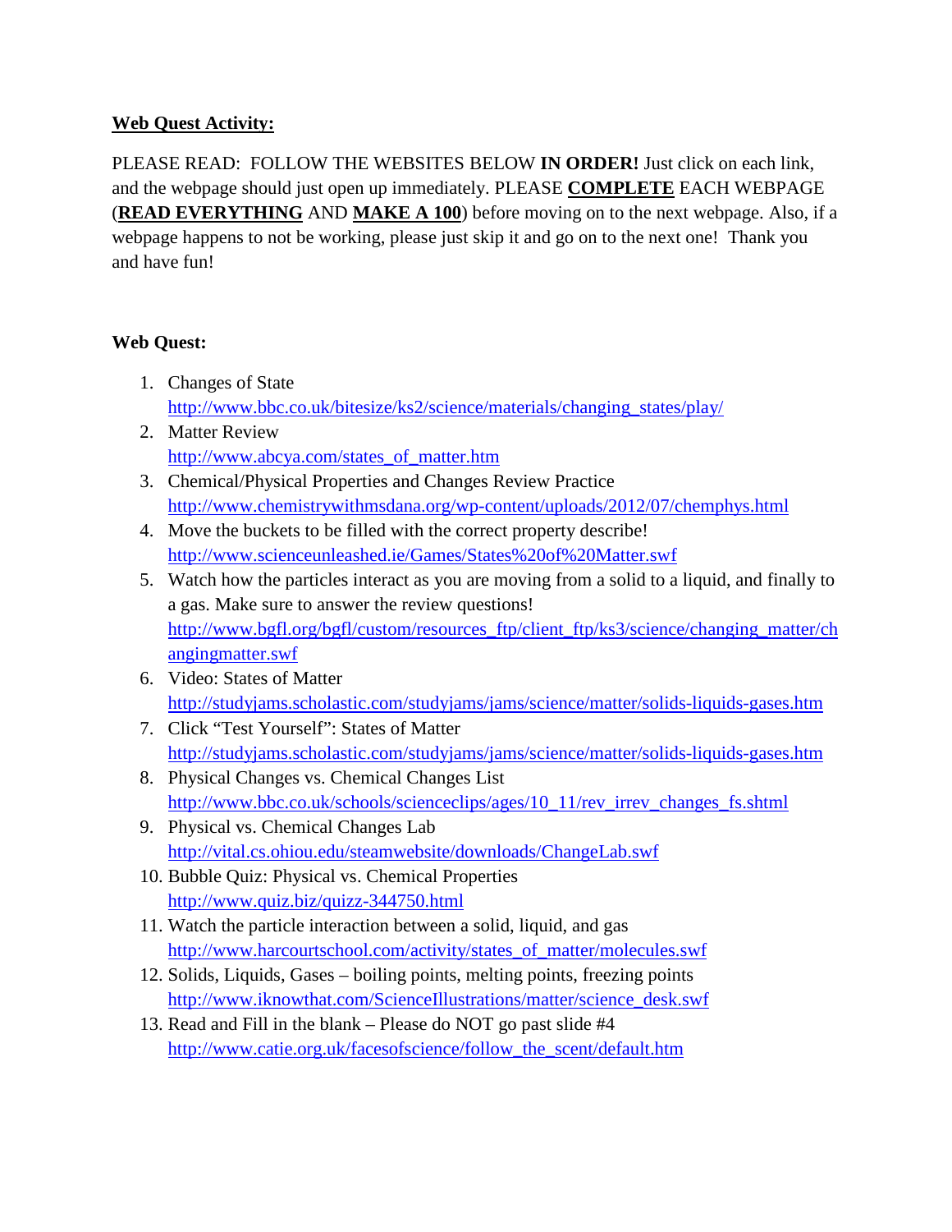**<u>Web Quest Activity:</u>**

PLEASE READ: FOLLOW THE WEBSITES BELOW **IN ORDER!** Just click on each link, and the webpage should just open up immediately. PLEASE **<u>COMPLETE</u>** EACH WEBPAGE (**<u>READ EVERYTHING</u>** AND **<u>MAKE A 100</u>**) before moving on to the next webpage. Also, if a webpage happens to not be working, please just skip it and go on to the next one! Thank you and have fun!

**Web Quest:**

1. Changes of State
   http://www.bbc.co.uk/bitesize/ks2/science/materials/changing_states/play/
2. Matter Review
   http://www.abcya.com/states_of_matter.htm
3. Chemical/Physical Properties and Changes Review Practice
   http://www.chemistrywithmsdana.org/wp-content/uploads/2012/07/chemphys.html
4. Move the buckets to be filled with the correct property describe!
   http://www.scienceunleashed.ie/Games/States%20of%20Matter.swf
5. Watch how the particles interact as you are moving from a solid to a liquid, and finally to a gas. Make sure to answer the review questions!
   http://www.bgfl.org/bgfl/custom/resources_ftp/client_ftp/ks3/science/changing_matter/changingmatter.swf
6. Video: States of Matter
   http://studyjams.scholastic.com/studyjams/jams/science/matter/solids-liquids-gases.htm
7. Click "Test Yourself": States of Matter
   http://studyjams.scholastic.com/studyjams/jams/science/matter/solids-liquids-gases.htm
8. Physical Changes vs. Chemical Changes List
   http://www.bbc.co.uk/schools/scienceclips/ages/10_11/rev_irrev_changes_fs.shtml
9. Physical vs. Chemical Changes Lab
   http://vital.cs.ohiou.edu/steamwebsite/downloads/ChangeLab.swf
10. Bubble Quiz: Physical vs. Chemical Properties
    http://www.quiz.biz/quizz-344750.html
11. Watch the particle interaction between a solid, liquid, and gas
    http://www.harcourtschool.com/activity/states_of_matter/molecules.swf
12. Solids, Liquids, Gases – boiling points, melting points, freezing points
    http://www.iknowthat.com/ScienceIllustrations/matter/science_desk.swf
13. Read and Fill in the blank – Please do NOT go past slide #4
    http://www.catie.org.uk/facesofscience/follow_the_scent/default.htm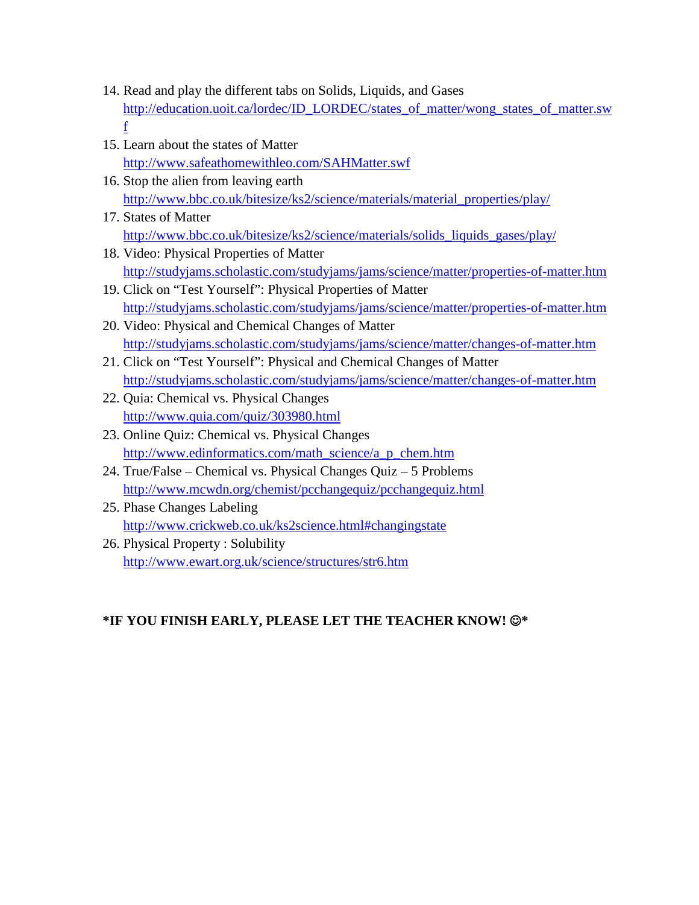14. Read and play the different tabs on Solids, Liquids, and Gases
    http://education.uoit.ca/lordec/ID_LORDEC/states_of_matter/wong_states_of_matter.swf
15. Learn about the states of Matter
    http://www.safeathomewithleo.com/SAHMatter.swf
16. Stop the alien from leaving earth
    http://www.bbc.co.uk/bitesize/ks2/science/materials/material_properties/play/
17. States of Matter
    http://www.bbc.co.uk/bitesize/ks2/science/materials/solids_liquids_gases/play/
18. Video: Physical Properties of Matter
    http://studyjams.scholastic.com/studyjams/jams/science/matter/properties-of-matter.htm
19. Click on "Test Yourself": Physical Properties of Matter
    http://studyjams.scholastic.com/studyjams/jams/science/matter/properties-of-matter.htm
20. Video: Physical and Chemical Changes of Matter
    http://studyjams.scholastic.com/studyjams/jams/science/matter/changes-of-matter.htm
21. Click on "Test Yourself": Physical and Chemical Changes of Matter
    http://studyjams.scholastic.com/studyjams/jams/science/matter/changes-of-matter.htm
22. Quia: Chemical vs. Physical Changes
    http://www.quia.com/quiz/303980.html
23. Online Quiz: Chemical vs. Physical Changes
    http://www.edinformatics.com/math_science/a_p_chem.htm
24. True/False – Chemical vs. Physical Changes Quiz – 5 Problems
    http://www.mcwdn.org/chemist/pcchangequiz/pcchangequiz.html
25. Phase Changes Labeling
    http://www.crickweb.co.uk/ks2science.html#changingstate
26. Physical Property : Solubility
    http://www.ewart.org.uk/science/structures/str6.htm

**\*IF YOU FINISH EARLY, PLEASE LET THE TEACHER KNOW! ☺\***